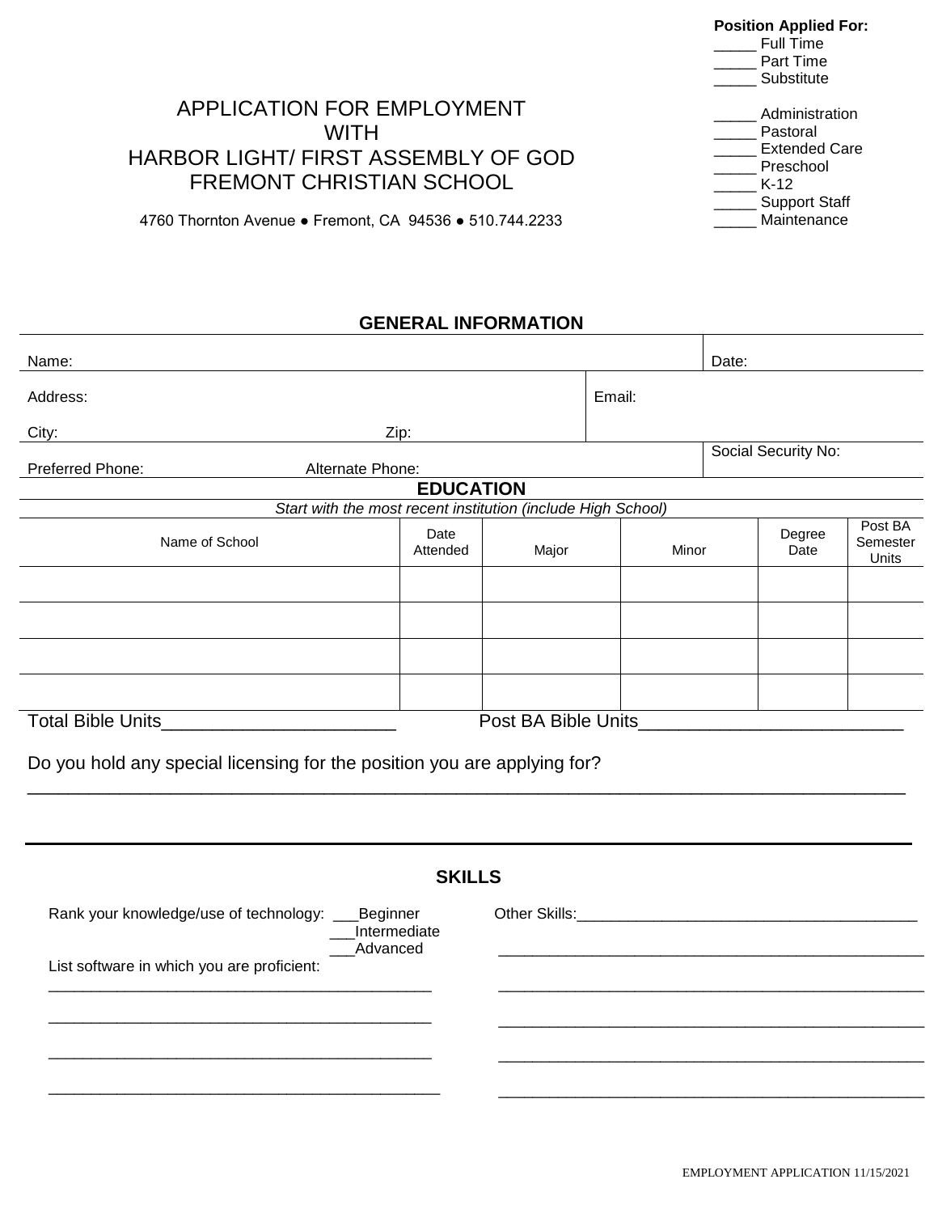**Position Applied For:**
_____ Full Time
_____ Part Time
_____ Substitute

_____ Administration
_____ Pastoral
_____ Extended Care
_____ Preschool
_____ K-12
_____ Support Staff
_____ Maintenance

# APPLICATION FOR EMPLOYMENT WITH HARBOR LIGHT/ FIRST ASSEMBLY OF GOD FREMONT CHRISTIAN SCHOOL

4760 Thornton Avenue ● Fremont, CA 94536 ● 510.744.2233

## GENERAL INFORMATION

| | | |
|---|---|---|
| Name: | | Date: |
| Address: City: Zip: | Email: | |
| Preferred Phone: Alternate Phone: | | Social Security No: |

## EDUCATION

*Start with the most recent institution (include High School)*

| Name of School | Date Attended | Major | Minor | Degree Date | Post BA Semester Units |
|---|---|---|---|---|---|
| | | | | | |
| | | | | | |
| | | | | | |
| | | | | | |

Total Bible Units______________________ Post BA Bible Units________________________

Do you hold any special licensing for the position you are applying for?
___________________________________________________________________________________

## SKILLS

Rank your knowledge/use of technology: ___Beginner
___Intermediate
___Advanced

List software in which you are proficient:
____________________________________________
____________________________________________
____________________________________________
____________________________________________

Other Skills:________________________________________
__________________________________________________
__________________________________________________
__________________________________________________
__________________________________________________
__________________________________________________

EMPLOYMENT APPLICATION 11/15/2021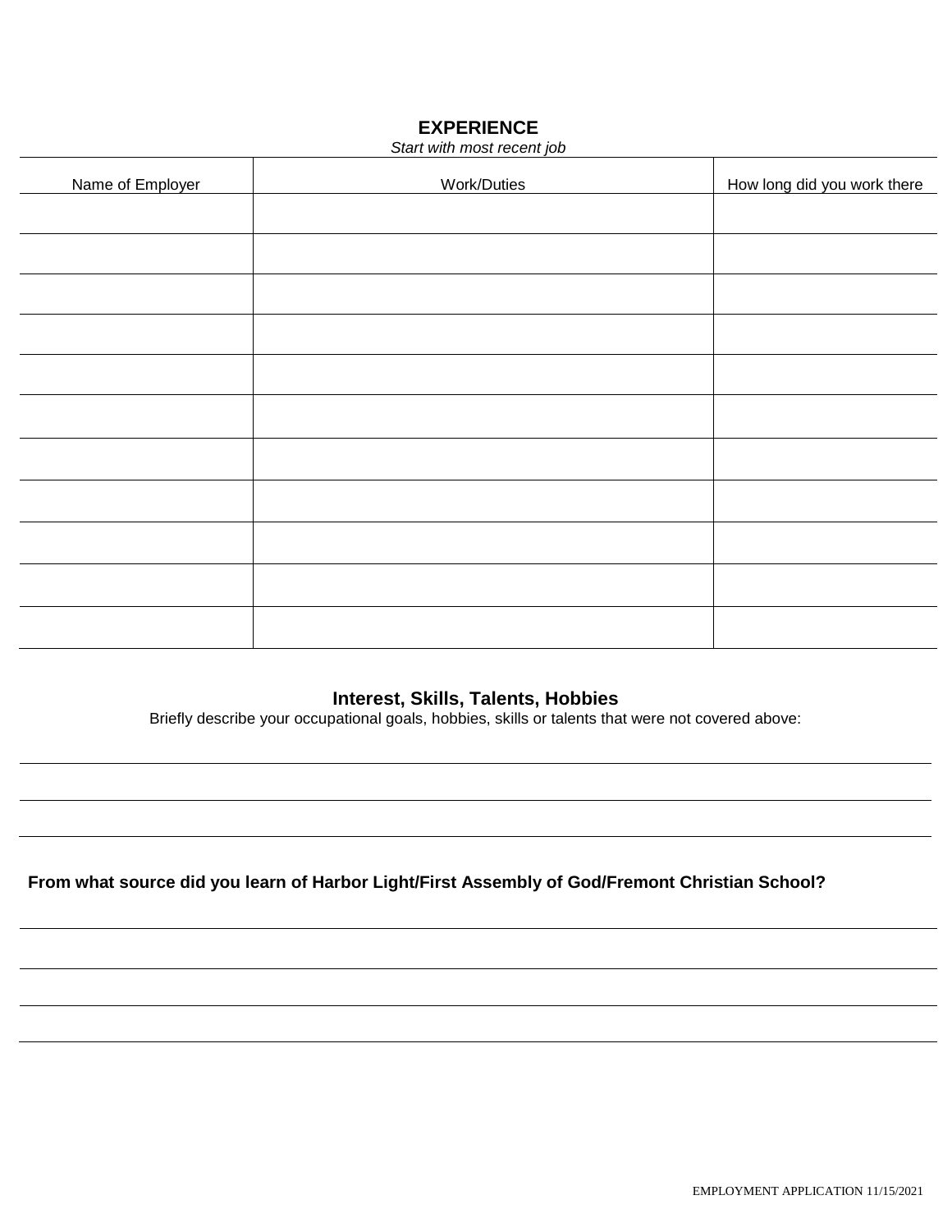## EXPERIENCE

*Start with most recent job*

| Name of Employer | Work/Duties | How long did you work there |
|---|---|---|
| | | |
| | | |
| | | |
| | | |
| | | |
| | | |
| | | |
| | | |
| | | |
| | | |
| | | |

## Interest, Skills, Talents, Hobbies

Briefly describe your occupational goals, hobbies, skills or talents that were not covered above:

______________________________________________________________________

______________________________________________________________________

______________________________________________________________________

**From what source did you learn of Harbor Light/First Assembly of God/Fremont Christian School?**

______________________________________________________________________

______________________________________________________________________

______________________________________________________________________

______________________________________________________________________

EMPLOYMENT APPLICATION 11/15/2021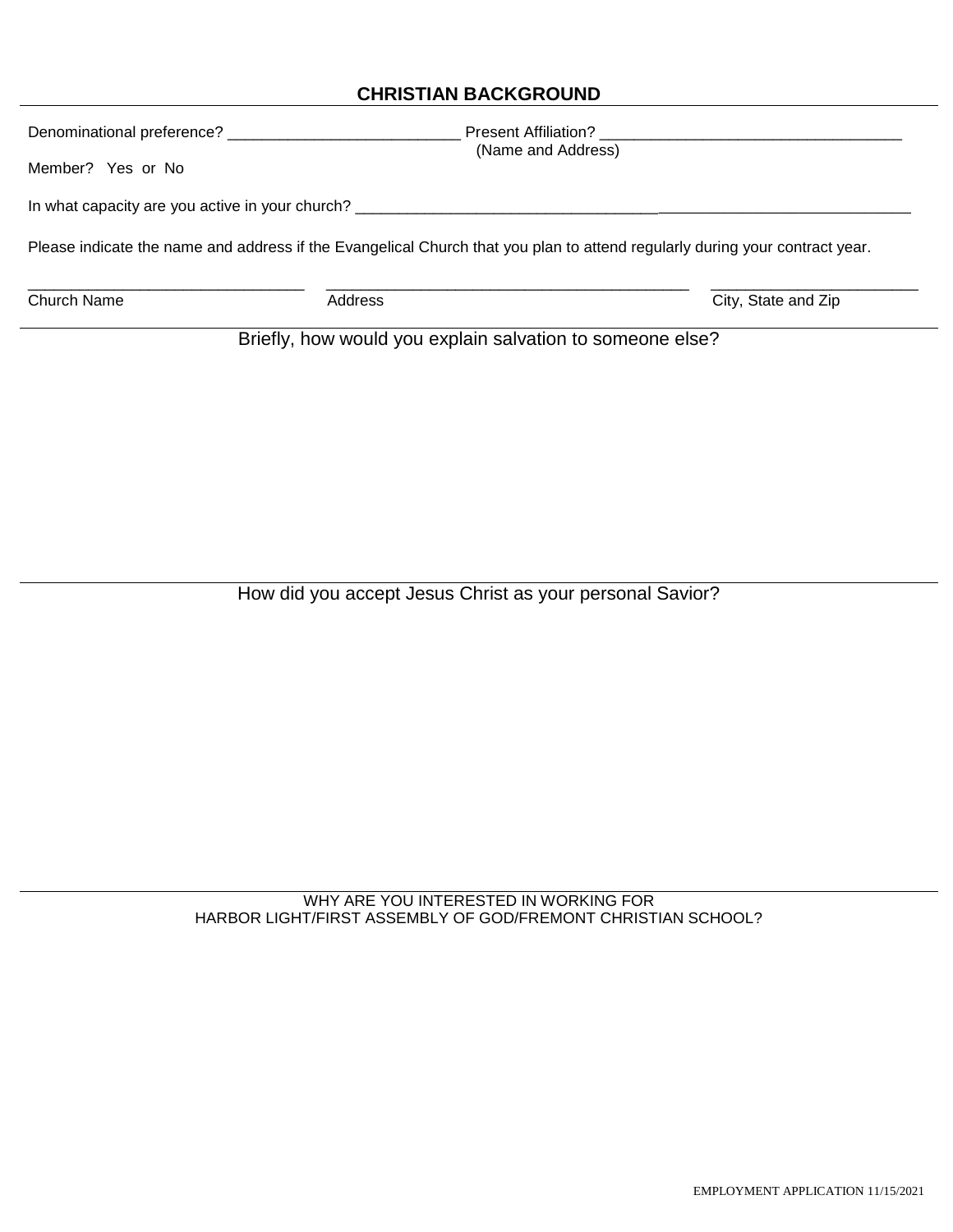## CHRISTIAN BACKGROUND

Denominational preference? ___________________________ Present Affiliation? ___________________________________
(Name and Address)

Member? Yes or No

In what capacity are you active in your church? _________________________________________________________________

Please indicate the name and address if the Evangelical Church that you plan to attend regularly during your contract year.

| Church Name | Address | City, State and Zip |
|---|---|---|
| | | |

Briefly, how would you explain salvation to someone else?

How did you accept Jesus Christ as your personal Savior?

WHY ARE YOU INTERESTED IN WORKING FOR
HARBOR LIGHT/FIRST ASSEMBLY OF GOD/FREMONT CHRISTIAN SCHOOL?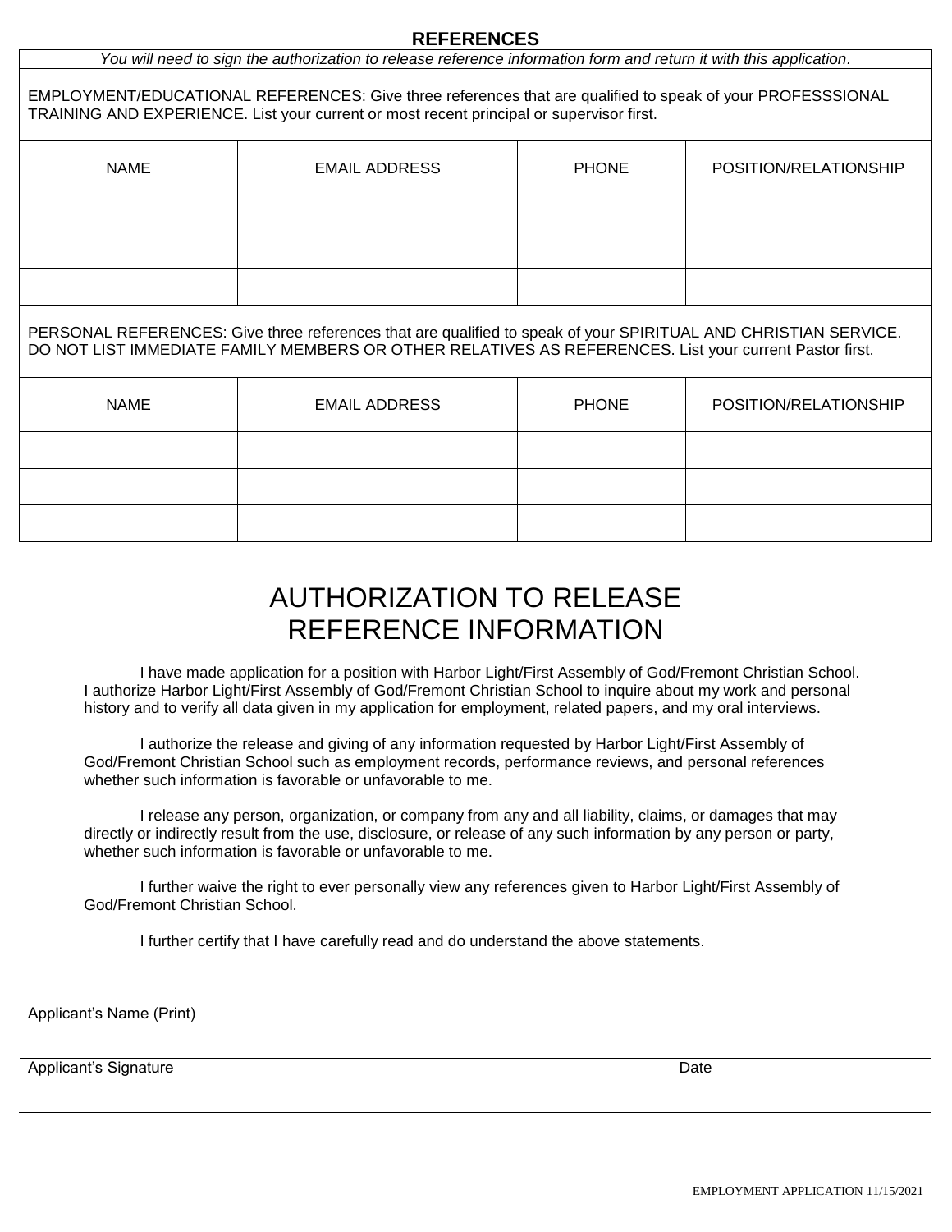## REFERENCES

*You will need to sign the authorization to release reference information form and return it with this application.*

EMPLOYMENT/EDUCATIONAL REFERENCES: Give three references that are qualified to speak of your PROFESSSIONAL TRAINING AND EXPERIENCE. List your current or most recent principal or supervisor first.

| NAME | EMAIL ADDRESS | PHONE | POSITION/RELATIONSHIP |
|---|---|---|---|
| | | | |
| | | | |
| | | | |

PERSONAL REFERENCES: Give three references that are qualified to speak of your SPIRITUAL AND CHRISTIAN SERVICE. DO NOT LIST IMMEDIATE FAMILY MEMBERS OR OTHER RELATIVES AS REFERENCES. List your current Pastor first.

| NAME | EMAIL ADDRESS | PHONE | POSITION/RELATIONSHIP |
|---|---|---|---|
| | | | |
| | | | |
| | | | |

# AUTHORIZATION TO RELEASE REFERENCE INFORMATION

I have made application for a position with Harbor Light/First Assembly of God/Fremont Christian School. I authorize Harbor Light/First Assembly of God/Fremont Christian School to inquire about my work and personal history and to verify all data given in my application for employment, related papers, and my oral interviews.

I authorize the release and giving of any information requested by Harbor Light/First Assembly of God/Fremont Christian School such as employment records, performance reviews, and personal references whether such information is favorable or unfavorable to me.

I release any person, organization, or company from any and all liability, claims, or damages that may directly or indirectly result from the use, disclosure, or release of any such information by any person or party, whether such information is favorable or unfavorable to me.

I further waive the right to ever personally view any references given to Harbor Light/First Assembly of God/Fremont Christian School.

I further certify that I have carefully read and do understand the above statements.

Applicant's Name (Print)

Applicant's Signature　　　　　　　　　　　　　　　　　　　　　　　　　　Date

EMPLOYMENT APPLICATION 11/15/2021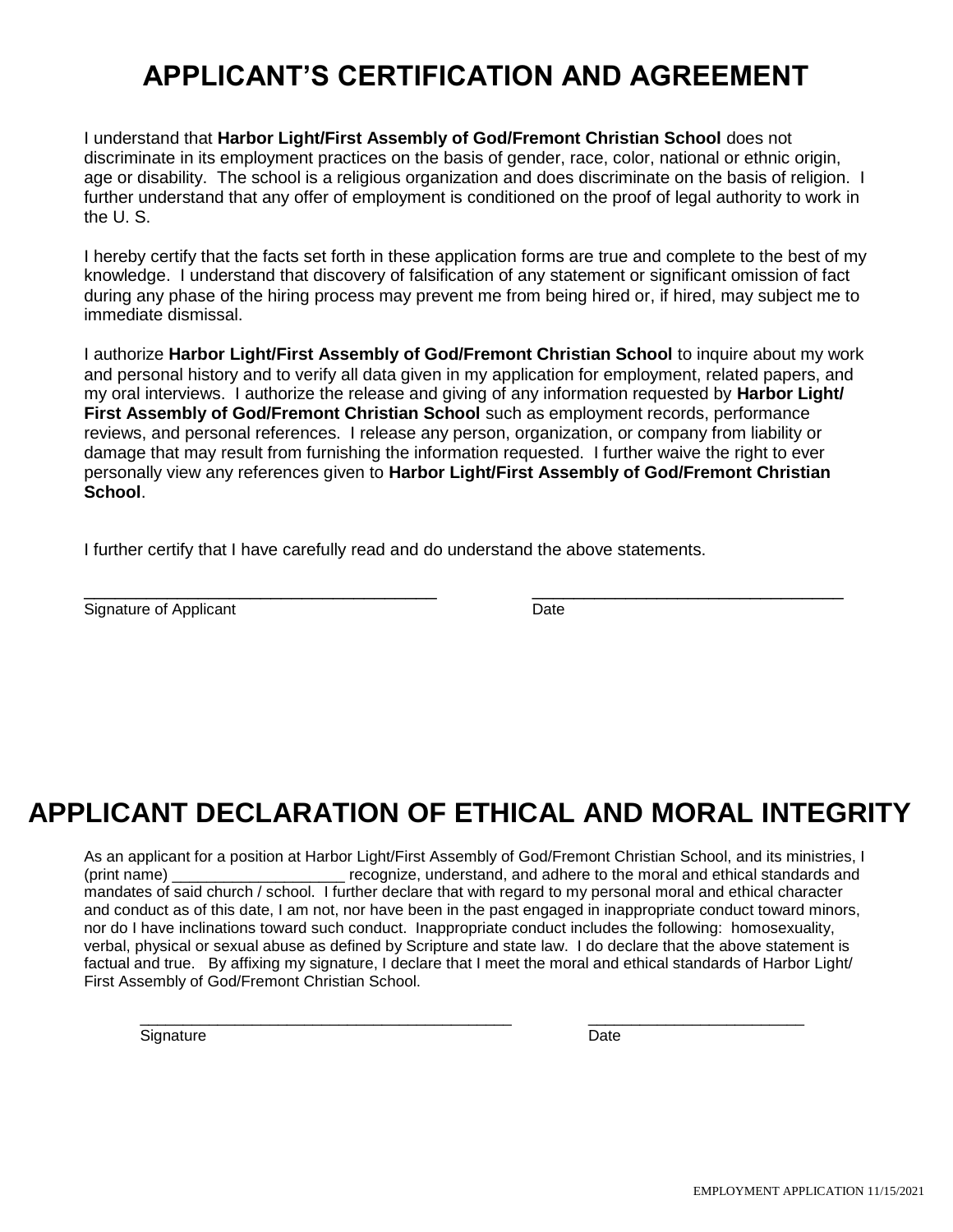# APPLICANT'S CERTIFICATION AND AGREEMENT

I understand that **Harbor Light/First Assembly of God/Fremont Christian School** does not discriminate in its employment practices on the basis of gender, race, color, national or ethnic origin, age or disability. The school is a religious organization and does discriminate on the basis of religion. I further understand that any offer of employment is conditioned on the proof of legal authority to work in the U. S.

I hereby certify that the facts set forth in these application forms are true and complete to the best of my knowledge. I understand that discovery of falsification of any statement or significant omission of fact during any phase of the hiring process may prevent me from being hired or, if hired, may subject me to immediate dismissal.

I authorize **Harbor Light/First Assembly of God/Fremont Christian School** to inquire about my work and personal history and to verify all data given in my application for employment, related papers, and my oral interviews. I authorize the release and giving of any information requested by **Harbor Light/ First Assembly of God/Fremont Christian School** such as employment records, performance reviews, and personal references. I release any person, organization, or company from liability or damage that may result from furnishing the information requested. I further waive the right to ever personally view any references given to **Harbor Light/First Assembly of God/Fremont Christian School**.

I further certify that I have carefully read and do understand the above statements.

_______________________________________ &nbsp;&nbsp;&nbsp;&nbsp; ___________________________________

Signature of Applicant &nbsp;&nbsp;&nbsp;&nbsp; Date

# APPLICANT DECLARATION OF ETHICAL AND MORAL INTEGRITY

As an applicant for a position at Harbor Light/First Assembly of God/Fremont Christian School, and its ministries, I (print name) ____________________ recognize, understand, and adhere to the moral and ethical standards and mandates of said church / school. I further declare that with regard to my personal moral and ethical character and conduct as of this date, I am not, nor have been in the past engaged in inappropriate conduct toward minors, nor do I have inclinations toward such conduct. Inappropriate conduct includes the following: homosexuality, verbal, physical or sexual abuse as defined by Scripture and state law. I do declare that the above statement is factual and true. By affixing my signature, I declare that I meet the moral and ethical standards of Harbor Light/ First Assembly of God/Fremont Christian School.

___________________________________________ &nbsp;&nbsp;&nbsp;&nbsp; _________________________

Signature &nbsp;&nbsp;&nbsp;&nbsp; Date

EMPLOYMENT APPLICATION 11/15/2021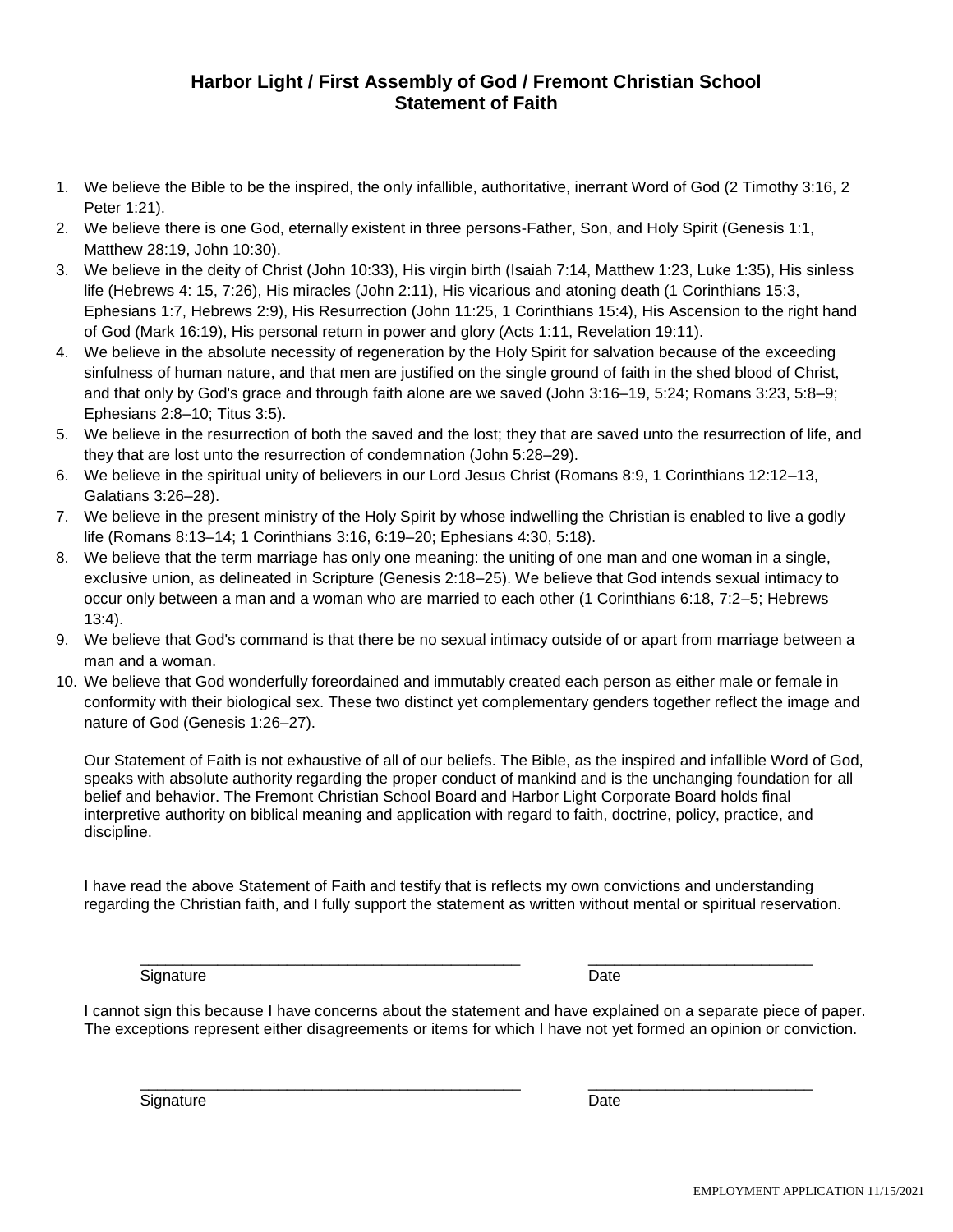## Harbor Light / First Assembly of God / Fremont Christian School
## Statement of Faith

1. We believe the Bible to be the inspired, the only infallible, authoritative, inerrant Word of God (2 Timothy 3:16, 2 Peter 1:21).
2. We believe there is one God, eternally existent in three persons-Father, Son, and Holy Spirit (Genesis 1:1, Matthew 28:19, John 10:30).
3. We believe in the deity of Christ (John 10:33), His virgin birth (Isaiah 7:14, Matthew 1:23, Luke 1:35), His sinless life (Hebrews 4: 15, 7:26), His miracles (John 2:11), His vicarious and atoning death (1 Corinthians 15:3, Ephesians 1:7, Hebrews 2:9), His Resurrection (John 11:25, 1 Corinthians 15:4), His Ascension to the right hand of God (Mark 16:19), His personal return in power and glory (Acts 1:11, Revelation 19:11).
4. We believe in the absolute necessity of regeneration by the Holy Spirit for salvation because of the exceeding sinfulness of human nature, and that men are justified on the single ground of faith in the shed blood of Christ, and that only by God's grace and through faith alone are we saved (John 3:16–19, 5:24; Romans 3:23, 5:8–9; Ephesians 2:8–10; Titus 3:5).
5. We believe in the resurrection of both the saved and the lost; they that are saved unto the resurrection of life, and they that are lost unto the resurrection of condemnation (John 5:28–29).
6. We believe in the spiritual unity of believers in our Lord Jesus Christ (Romans 8:9, 1 Corinthians 12:12–13, Galatians 3:26–28).
7. We believe in the present ministry of the Holy Spirit by whose indwelling the Christian is enabled to live a godly life (Romans 8:13–14; 1 Corinthians 3:16, 6:19–20; Ephesians 4:30, 5:18).
8. We believe that the term marriage has only one meaning: the uniting of one man and one woman in a single, exclusive union, as delineated in Scripture (Genesis 2:18–25). We believe that God intends sexual intimacy to occur only between a man and a woman who are married to each other (1 Corinthians 6:18, 7:2–5; Hebrews 13:4).
9. We believe that God's command is that there be no sexual intimacy outside of or apart from marriage between a man and a woman.
10. We believe that God wonderfully foreordained and immutably created each person as either male or female in conformity with their biological sex. These two distinct yet complementary genders together reflect the image and nature of God (Genesis 1:26–27).

Our Statement of Faith is not exhaustive of all of our beliefs. The Bible, as the inspired and infallible Word of God, speaks with absolute authority regarding the proper conduct of mankind and is the unchanging foundation for all belief and behavior. The Fremont Christian School Board and Harbor Light Corporate Board holds final interpretive authority on biblical meaning and application with regard to faith, doctrine, policy, practice, and discipline.

I have read the above Statement of Faith and testify that is reflects my own convictions and understanding regarding the Christian faith, and I fully support the statement as written without mental or spiritual reservation.

_____________________________________________ __________________________

Signature Date

I cannot sign this because I have concerns about the statement and have explained on a separate piece of paper. The exceptions represent either disagreements or items for which I have not yet formed an opinion or conviction.

_____________________________________________ __________________________

Signature Date

EMPLOYMENT APPLICATION 11/15/2021